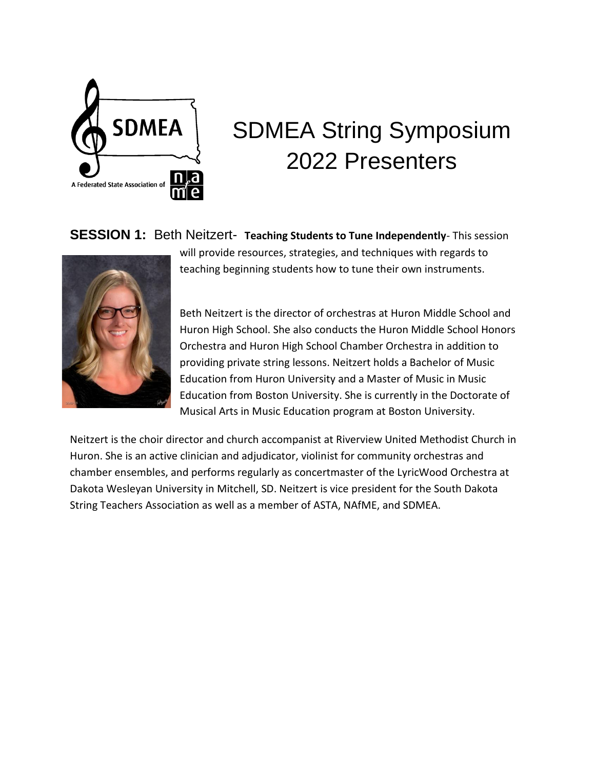# SDMEA String Symposium 2022 Presenters

**SESSION 1:** Beth Neitzert- **Teaching Students to Tune Independently**- This session will provide resources, strategies, and techniques with regards to teaching beginning students how to tune their own instruments.

Beth Neitzert is the director of orchestras at Huron Middle School and Huron High School. She also conducts the Huron Middle School Honors Orchestra and Huron High School Chamber Orchestra in addition to providing private string lessons. Neitzert holds a Bachelor of Music Education from Huron University and a Master of Music in Music Education from Boston University. She is currently in the Doctorate of Musical Arts in Music Education program at Boston University.

Neitzert is the choir director and church accompanist at Riverview United Methodist Church in Huron. She is an active clinician and adjudicator, violinist for community orchestras and chamber ensembles, and performs regularly as concertmaster of the LyricWood Orchestra at Dakota Wesleyan University in Mitchell, SD. Neitzert is vice president for the South Dakota String Teachers Association as well as a member of ASTA, NAfME, and SDMEA.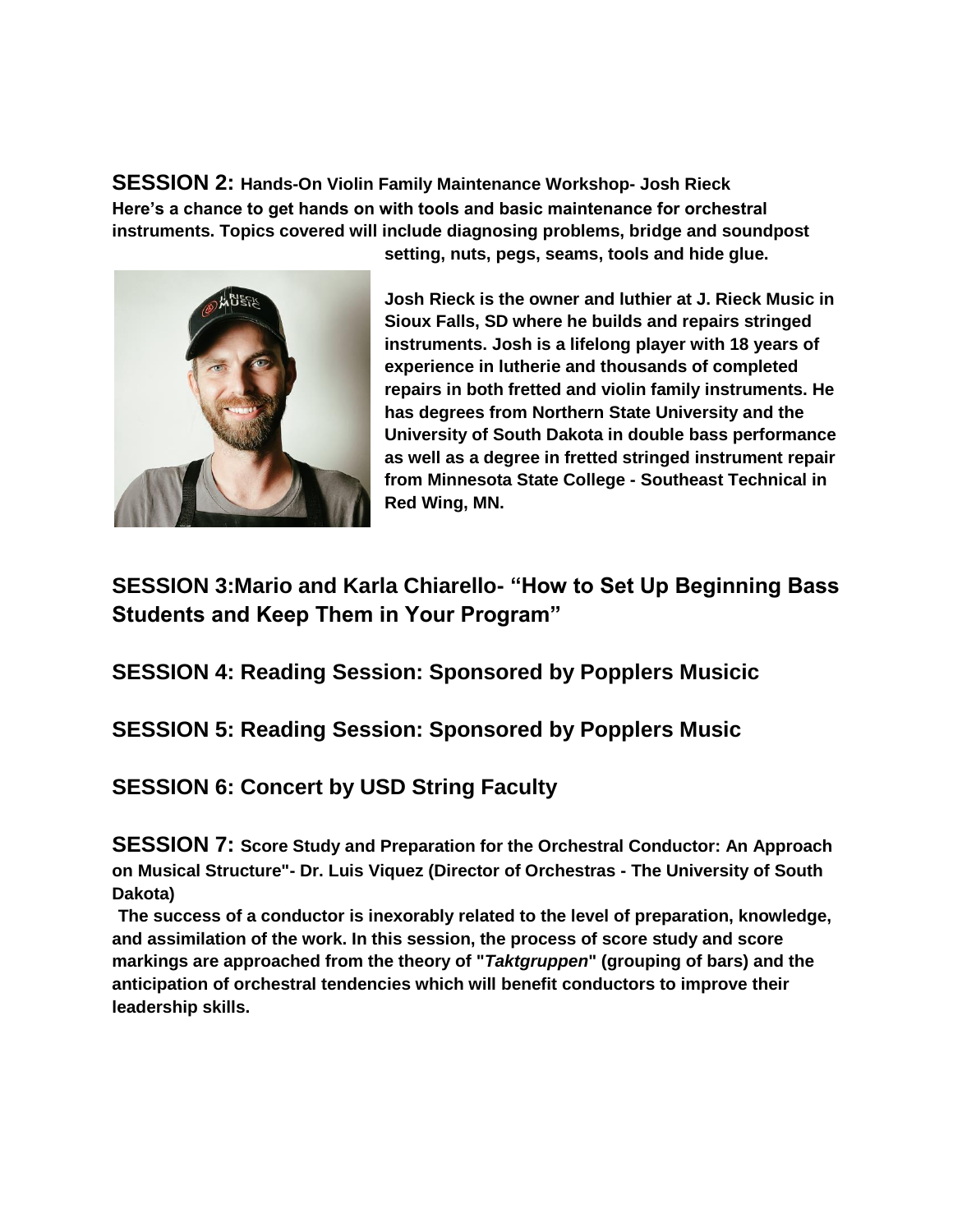**SESSION 2: Hands-On Violin Family Maintenance Workshop- Josh Rieck**

**Here's a chance to get hands on with tools and basic maintenance for orchestral instruments. Topics covered will include diagnosing problems, bridge and soundpost setting, nuts, pegs, seams, tools and hide glue.**

**Josh Rieck is the owner and luthier at J. Rieck Music in Sioux Falls, SD where he builds and repairs stringed instruments. Josh is a lifelong player with 18 years of experience in lutherie and thousands of completed repairs in both fretted and violin family instruments. He has degrees from Northern State University and the University of South Dakota in double bass performance as well as a degree in fretted stringed instrument repair from Minnesota State College - Southeast Technical in Red Wing, MN.**

## SESSION 3:Mario and Karla Chiarello- "How to Set Up Beginning Bass Students and Keep Them in Your Program"

## SESSION 4: Reading Session: Sponsored by Popplers Musicic

## SESSION 5: Reading Session: Sponsored by Popplers Music

## SESSION 6: Concert by USD String Faculty

**SESSION 7: Score Study and Preparation for the Orchestral Conductor: An Approach on Musical Structure"- Dr. Luis Viquez (Director of Orchestras - The University of South Dakota)**

**The success of a conductor is inexorably related to the level of preparation, knowledge, and assimilation of the work. In this session, the process of score study and score markings are approached from the theory of "*Taktgruppen*" (grouping of bars) and the anticipation of orchestral tendencies which will benefit conductors to improve their leadership skills.**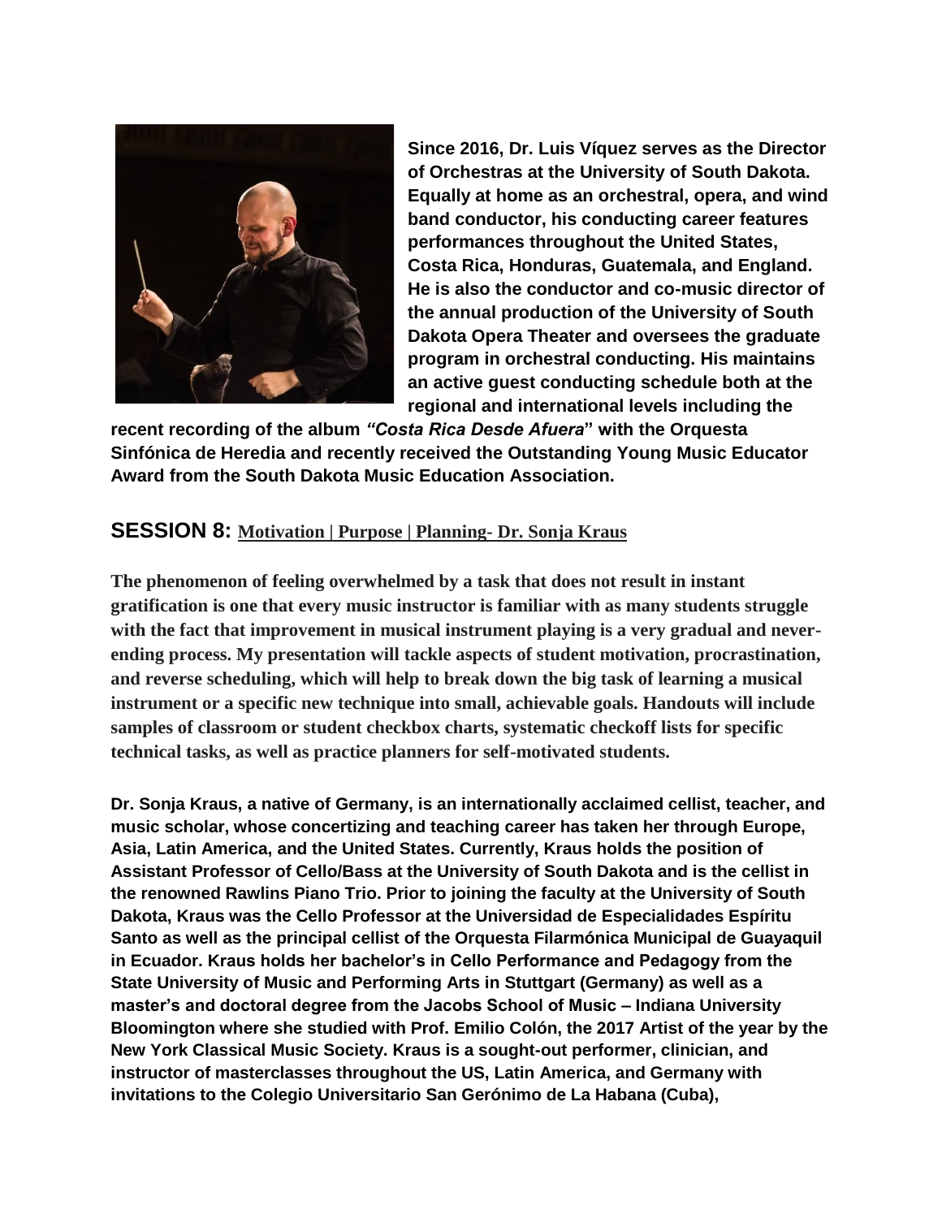**Since 2016, Dr. Luis Víquez serves as the Director of Orchestras at the University of South Dakota. Equally at home as an orchestral, opera, and wind band conductor, his conducting career features performances throughout the United States, Costa Rica, Honduras, Guatemala, and England. He is also the conductor and co-music director of the annual production of the University of South Dakota Opera Theater and oversees the graduate program in orchestral conducting. His maintains an active guest conducting schedule both at the regional and international levels including the recent recording of the album *"Costa Rica Desde Afuera"* with the Orquesta Sinfónica de Heredia and recently received the Outstanding Young Music Educator Award from the South Dakota Music Education Association.**

## SESSION 8: Motivation | Purpose | Planning- Dr. Sonja Kraus

**The phenomenon of feeling overwhelmed by a task that does not result in instant gratification is one that every music instructor is familiar with as many students struggle with the fact that improvement in musical instrument playing is a very gradual and never-ending process. My presentation will tackle aspects of student motivation, procrastination, and reverse scheduling, which will help to break down the big task of learning a musical instrument or a specific new technique into small, achievable goals. Handouts will include samples of classroom or student checkbox charts, systematic checkoff lists for specific technical tasks, as well as practice planners for self-motivated students.**

**Dr. Sonja Kraus, a native of Germany, is an internationally acclaimed cellist, teacher, and music scholar, whose concertizing and teaching career has taken her through Europe, Asia, Latin America, and the United States. Currently, Kraus holds the position of Assistant Professor of Cello/Bass at the University of South Dakota and is the cellist in the renowned Rawlins Piano Trio. Prior to joining the faculty at the University of South Dakota, Kraus was the Cello Professor at the Universidad de Especialidades Espíritu Santo as well as the principal cellist of the Orquesta Filarmónica Municipal de Guayaquil in Ecuador. Kraus holds her bachelor's in Cello Performance and Pedagogy from the State University of Music and Performing Arts in Stuttgart (Germany) as well as a master's and doctoral degree from the Jacobs School of Music – Indiana University Bloomington where she studied with Prof. Emilio Colón, the 2017 Artist of the year by the New York Classical Music Society. Kraus is a sought-out performer, clinician, and instructor of masterclasses throughout the US, Latin America, and Germany with invitations to the Colegio Universitario San Gerónimo de La Habana (Cuba),**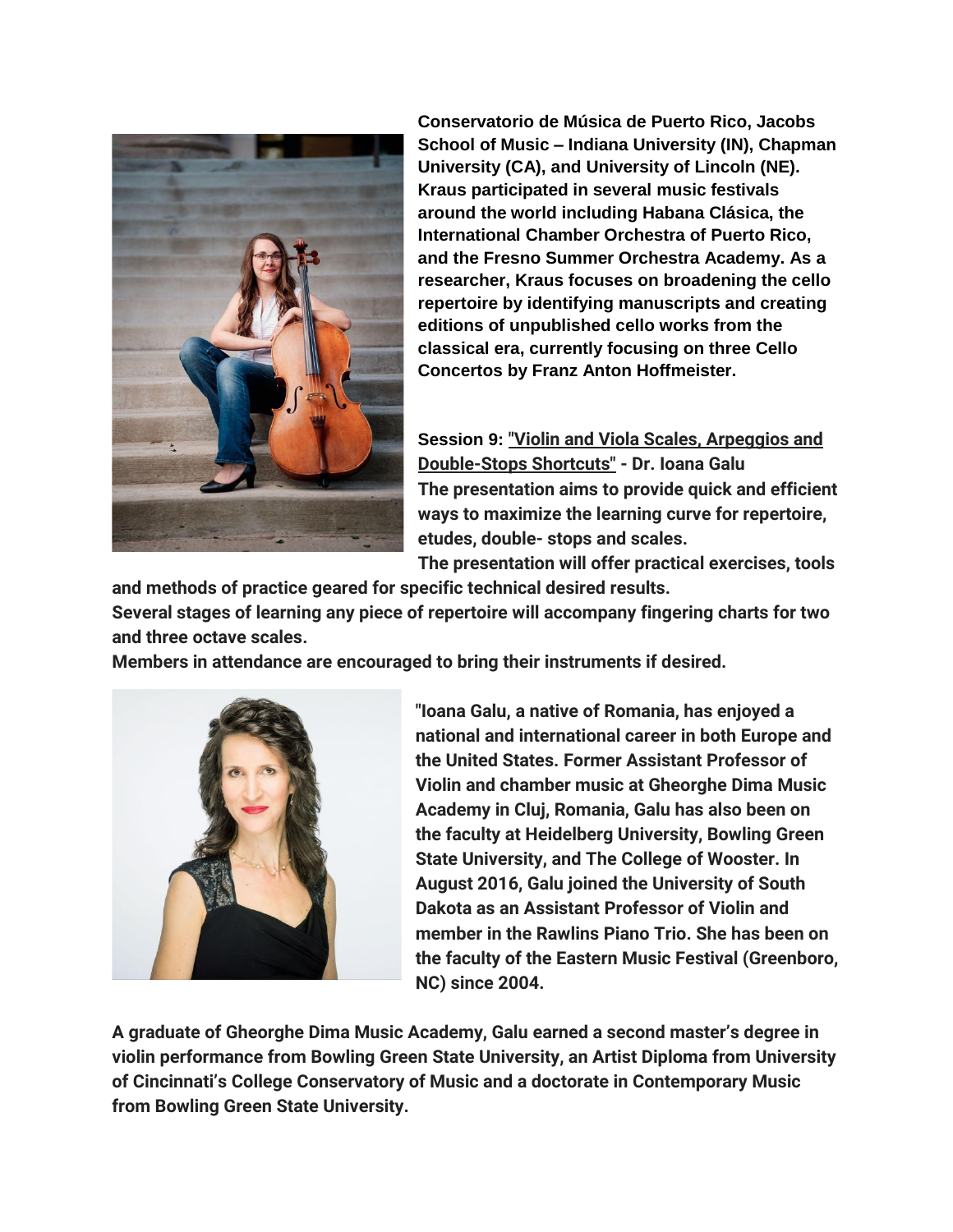**Conservatorio de Música de Puerto Rico, Jacobs School of Music – Indiana University (IN), Chapman University (CA), and University of Lincoln (NE). Kraus participated in several music festivals around the world including Habana Clásica, the International Chamber Orchestra of Puerto Rico, and the Fresno Summer Orchestra Academy. As a researcher, Kraus focuses on broadening the cello repertoire by identifying manuscripts and creating editions of unpublished cello works from the classical era, currently focusing on three Cello Concertos by Franz Anton Hoffmeister.**

**Session 9: "Violin and Viola Scales, Arpeggios and Double-Stops Shortcuts" - Dr. Ioana Galu**

**The presentation aims to provide quick and efficient ways to maximize the learning curve for repertoire, etudes, double- stops and scales.**

**The presentation will offer practical exercises, tools and methods of practice geared for specific technical desired results.**

**Several stages of learning any piece of repertoire will accompany fingering charts for two and three octave scales.**

**Members in attendance are encouraged to bring their instruments if desired.**

**"Ioana Galu, a native of Romania, has enjoyed a national and international career in both Europe and the United States. Former Assistant Professor of Violin and chamber music at Gheorghe Dima Music Academy in Cluj, Romania, Galu has also been on the faculty at Heidelberg University, Bowling Green State University, and The College of Wooster. In August 2016, Galu joined the University of South Dakota as an Assistant Professor of Violin and member in the Rawlins Piano Trio. She has been on the faculty of the Eastern Music Festival (Greenboro, NC) since 2004.**

**A graduate of Gheorghe Dima Music Academy, Galu earned a second master's degree in violin performance from Bowling Green State University, an Artist Diploma from University of Cincinnati's College Conservatory of Music and a doctorate in Contemporary Music from Bowling Green State University.**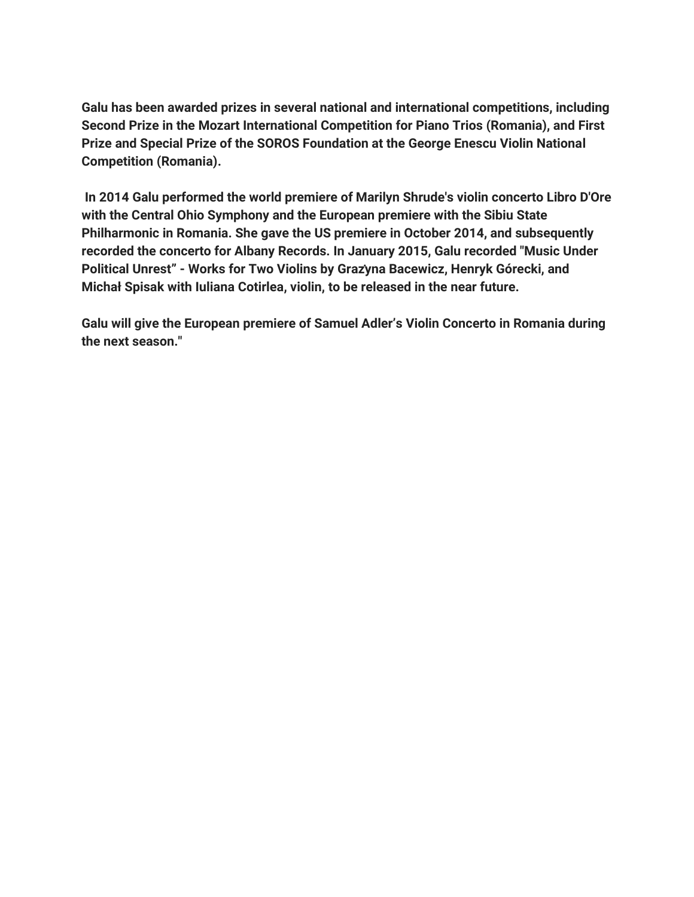**Galu has been awarded prizes in several national and international competitions, including Second Prize in the Mozart International Competition for Piano Trios (Romania), and First Prize and Special Prize of the SOROS Foundation at the George Enescu Violin National Competition (Romania).**

**In 2014 Galu performed the world premiere of Marilyn Shrude's violin concerto Libro D'Ore with the Central Ohio Symphony and the European premiere with the Sibiu State Philharmonic in Romania. She gave the US premiere in October 2014, and subsequently recorded the concerto for Albany Records. In January 2015, Galu recorded "Music Under Political Unrest" - Works for Two Violins by Grażyna Bacewicz, Henryk Górecki, and Michał Spisak with Iuliana Cotirlea, violin, to be released in the near future.**

**Galu will give the European premiere of Samuel Adler's Violin Concerto in Romania during the next season."**